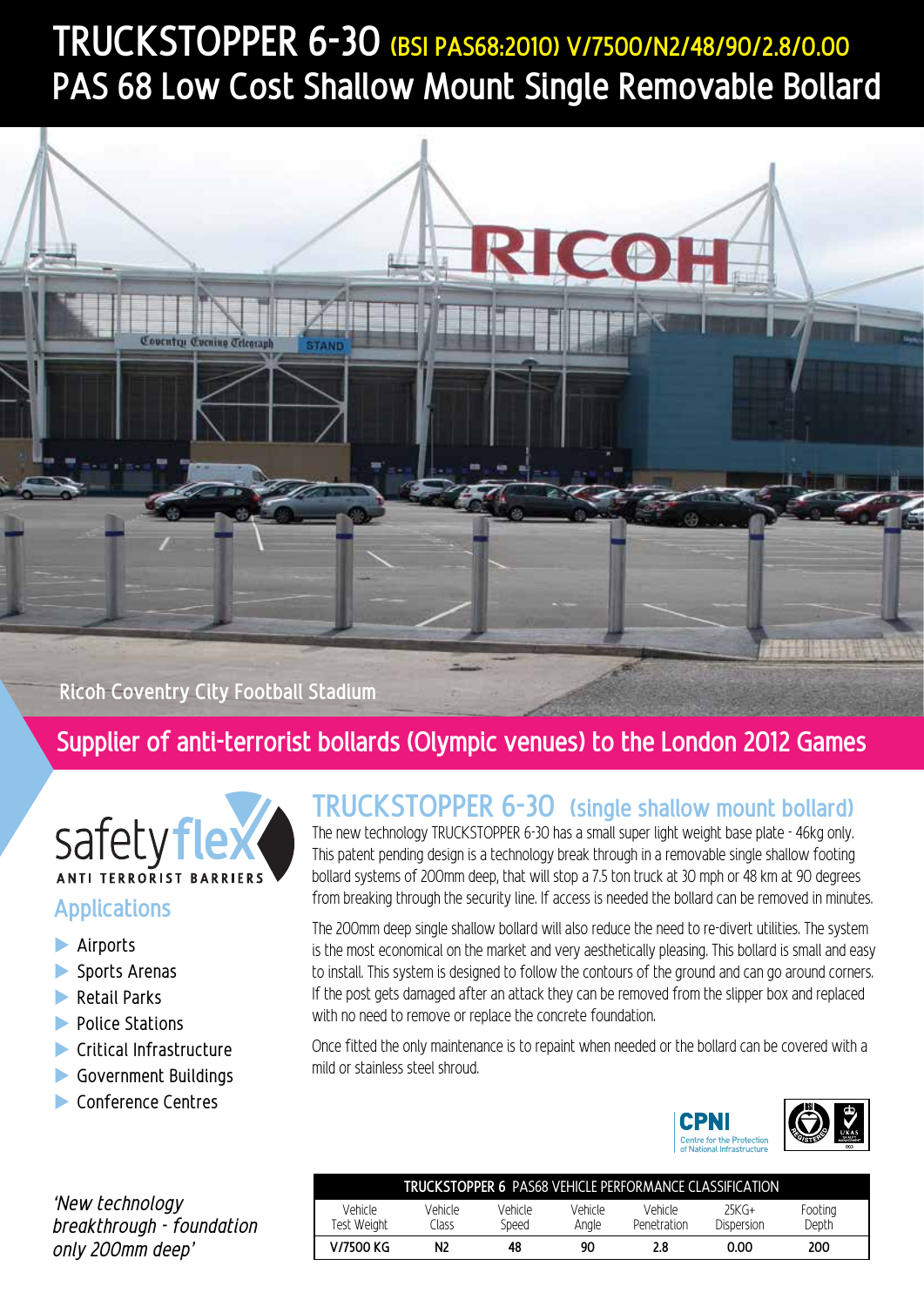# TRUCKSTOPPER 6-30 (BSI PAS68:2010) V/7500/N2/48/90/2.8/0.00

## PAS 68 Low Cost Shallow Mount Single Removable Bollard

Ricoh Coventry City Football Stadium

**Supplier of anti-terrorist bollards (Olympic venues) to the London 2012 Games**

safetyflex ANTI TERRORIST BARRIERS

### Applications

- Airports
- Sports Arenas
- Retail Parks
- Police Stations
- Critical Infrastructure
- Government Buildings
- Conference Centres

*'New technology breakthrough - foundation only 200mm deep'*

## TRUCKSTOPPER 6-30 (single shallow mount bollard)

The new technology TRUCKSTOPPER 6-30 has a small super light weight base plate - 46kg only. This patent pending design is a technology break through in a removable single shallow footing bollard systems of 200mm deep, that will stop a 7.5 ton truck at 30 mph or 48 km at 90 degrees from breaking through the security line. If access is needed the bollard can be removed in minutes.

The 200mm deep single shallow bollard will also reduce the need to re-divert utilities. The system is the most economical on the market and very aesthetically pleasing. This bollard is small and easy to install. This system is designed to follow the contours of the ground and can go around corners. If the post gets damaged after an attack they can be removed from the slipper box and replaced with no need to remove or replace the concrete foundation.

Once fitted the only maintenance is to repaint when needed or the bollard can be covered with a mild or stainless steel shroud.

CPNI Centre for the Protection of National Infrastructure

**TRUCKSTOPPER 6 PAS68 VEHICLE PERFORMANCE CLASSIFICATION**

| Vehicle Test Weight | Vehicle Class | Vehicle Speed | Vehicle Angle | Vehicle Penetration | 25KG+ Dispersion | Footing Depth |
|---|---|---|---|---|---|---|
| V/7500 KG | N2 | 48 | 90 | 2.8 | 0.00 | 200 |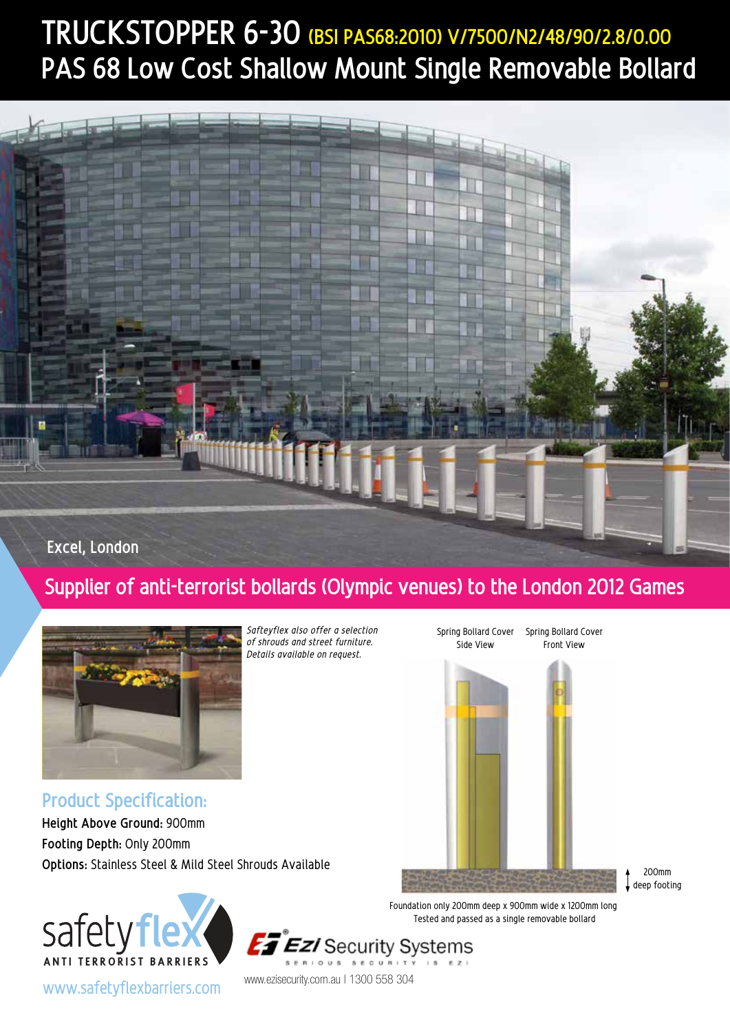# TRUCKSTOPPER 6-30 (BSI PAS68:2010) V/7500/N2/48/90/2.8/0.00

# PAS 68 Low Cost Shallow Mount Single Removable Bollard

Excel, London

## Supplier of anti-terrorist bollards (Olympic venues) to the London 2012 Games

*Safteyflex also offer a selection of shrouds and street furniture. Details available on request.*

Spring Bollard Cover Side View

Spring Bollard Cover Front View

200mm deep footing

Foundation only 200mm deep x 900mm wide x 1200mm long
Tested and passed as a single removable bollard

## Product Specification:

**Height Above Ground:** 900mm

**Footing Depth:** Only 200mm

**Options:** Stainless Steel & Mild Steel Shrouds Available

safetyflex ANTI TERRORIST BARRIERS

www.safetyflexbarriers.com

EZI Security Systems
SERIOUS SECURITY IS EZI

www.ezisecurity.com.au | 1300 558 304